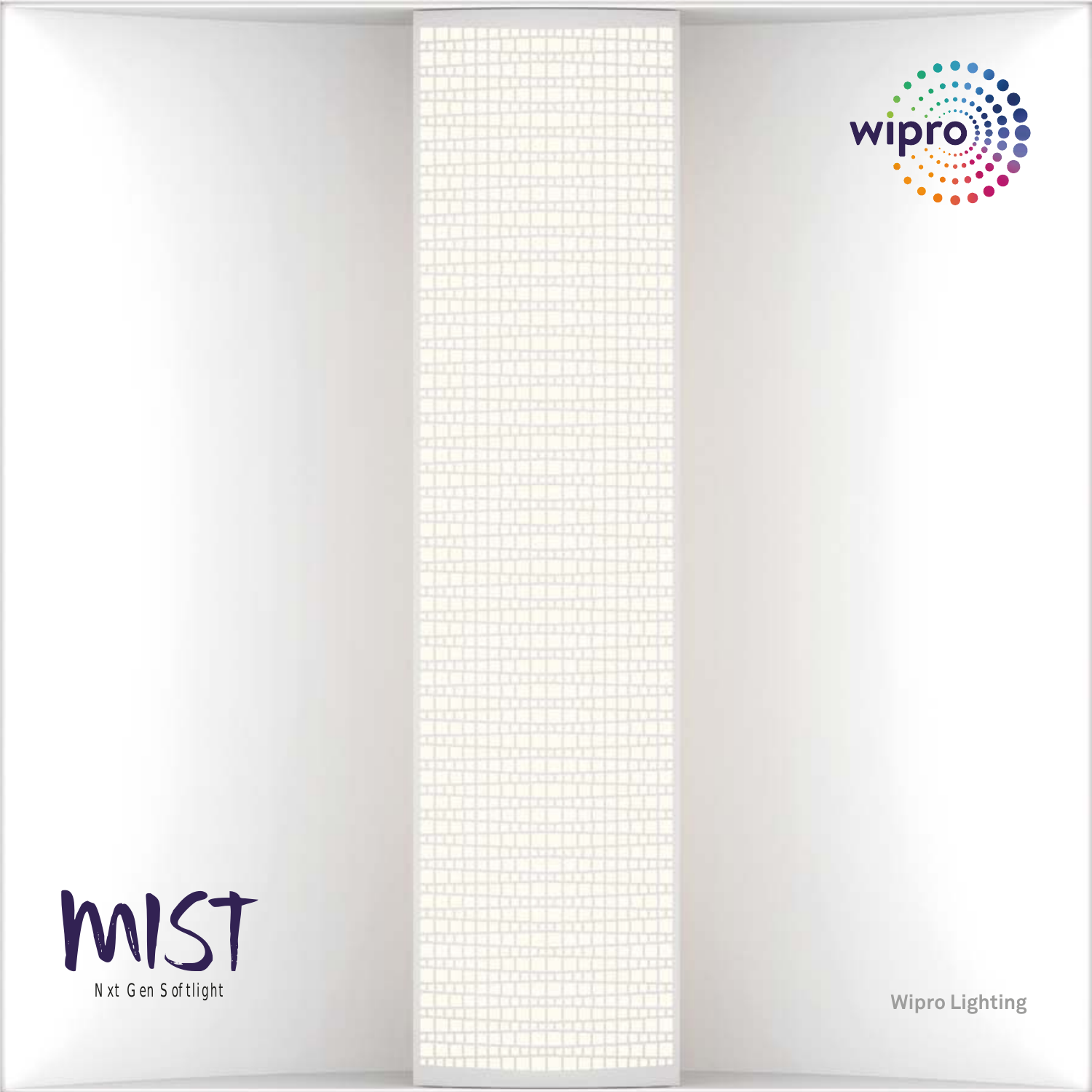wipro

# MIST

Nxt Gen Softlight

Wipro Lighting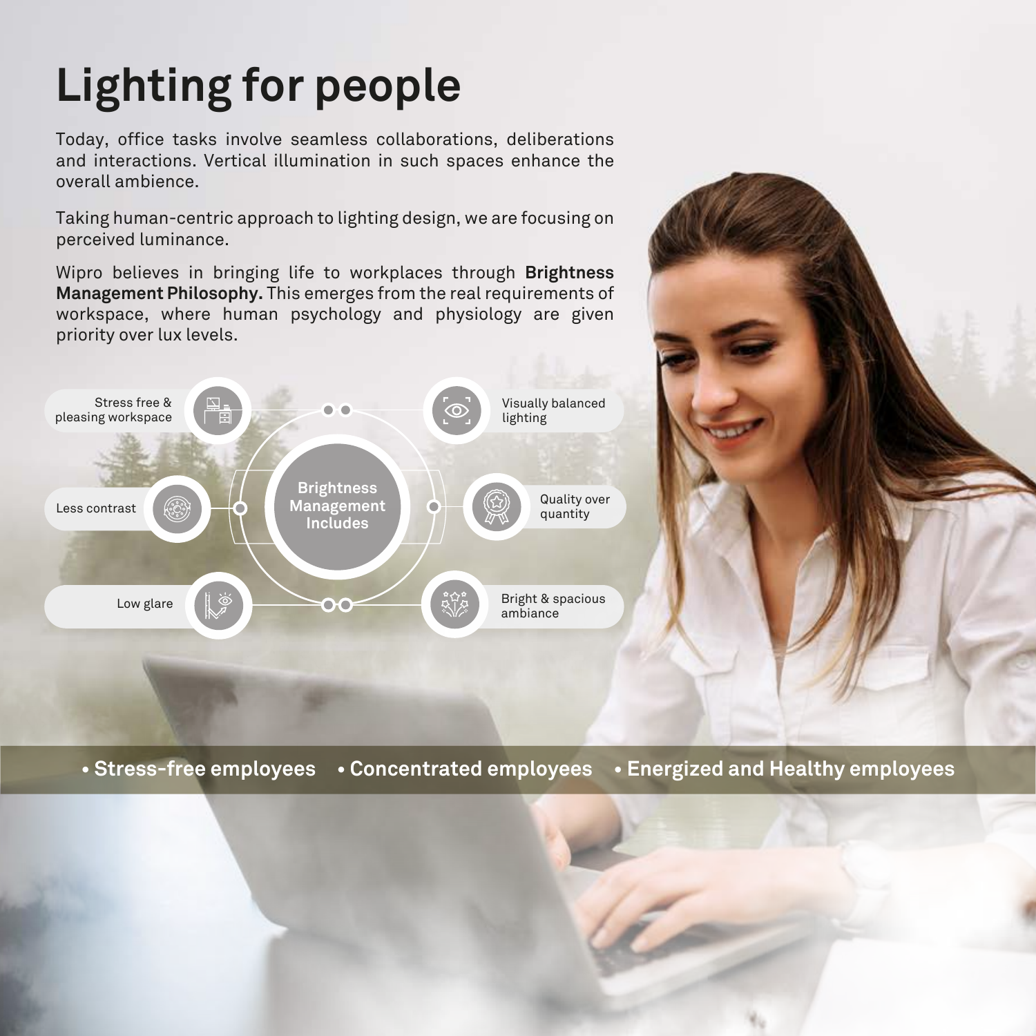# Lighting for people

Today, office tasks involve seamless collaborations, deliberations and interactions. Vertical illumination in such spaces enhance the overall ambience.

Taking human-centric approach to lighting design, we are focusing on perceived luminance.

Wipro believes in bringing life to workplaces through **Brightness Management Philosophy.** This emerges from the real requirements of workspace, where human psychology and physiology are given priority over lux levels.

**Brightness Management Includes**

- Stress free & pleasing workspace
- Less contrast
- Low glare
- Visually balanced lighting
- Quality over quantity
- Bright & spacious ambiance

• **Stress-free employees** • **Concentrated employees** • **Energized and Healthy employees**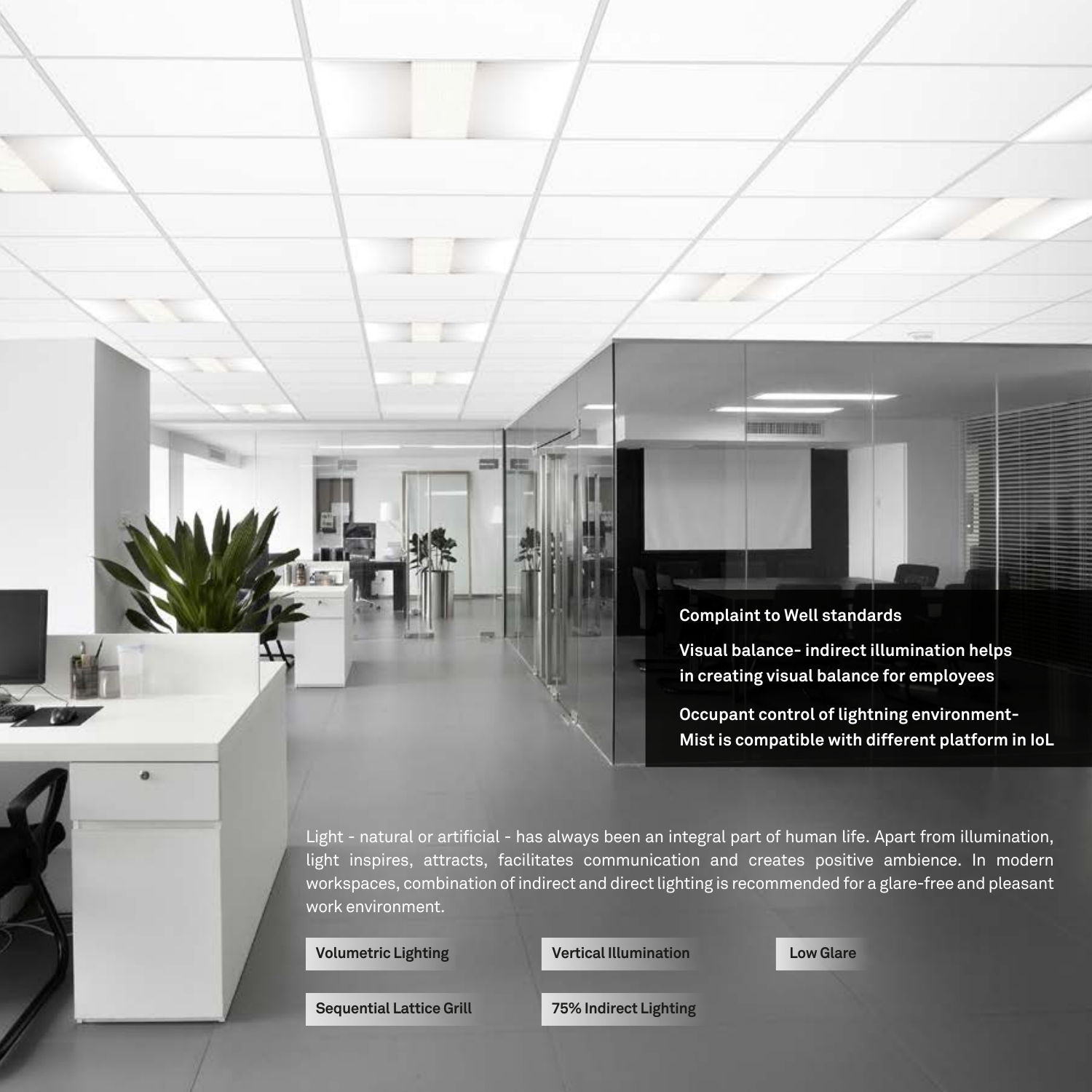**Complaint to Well standards**

**Visual balance- indirect illumination helps in creating visual balance for employees**

**Occupant control of lightning environment- Mist is compatible with different platform in IoL**

Light - natural or artificial - has always been an integral part of human life. Apart from illumination, light inspires, attracts, facilitates communication and creates positive ambience. In modern workspaces, combination of indirect and direct lighting is recommended for a glare-free and pleasant work environment.

**Volumetric Lighting**

**Vertical Illumination**

**Low Glare**

**Sequential Lattice Grill**

**75% Indirect Lighting**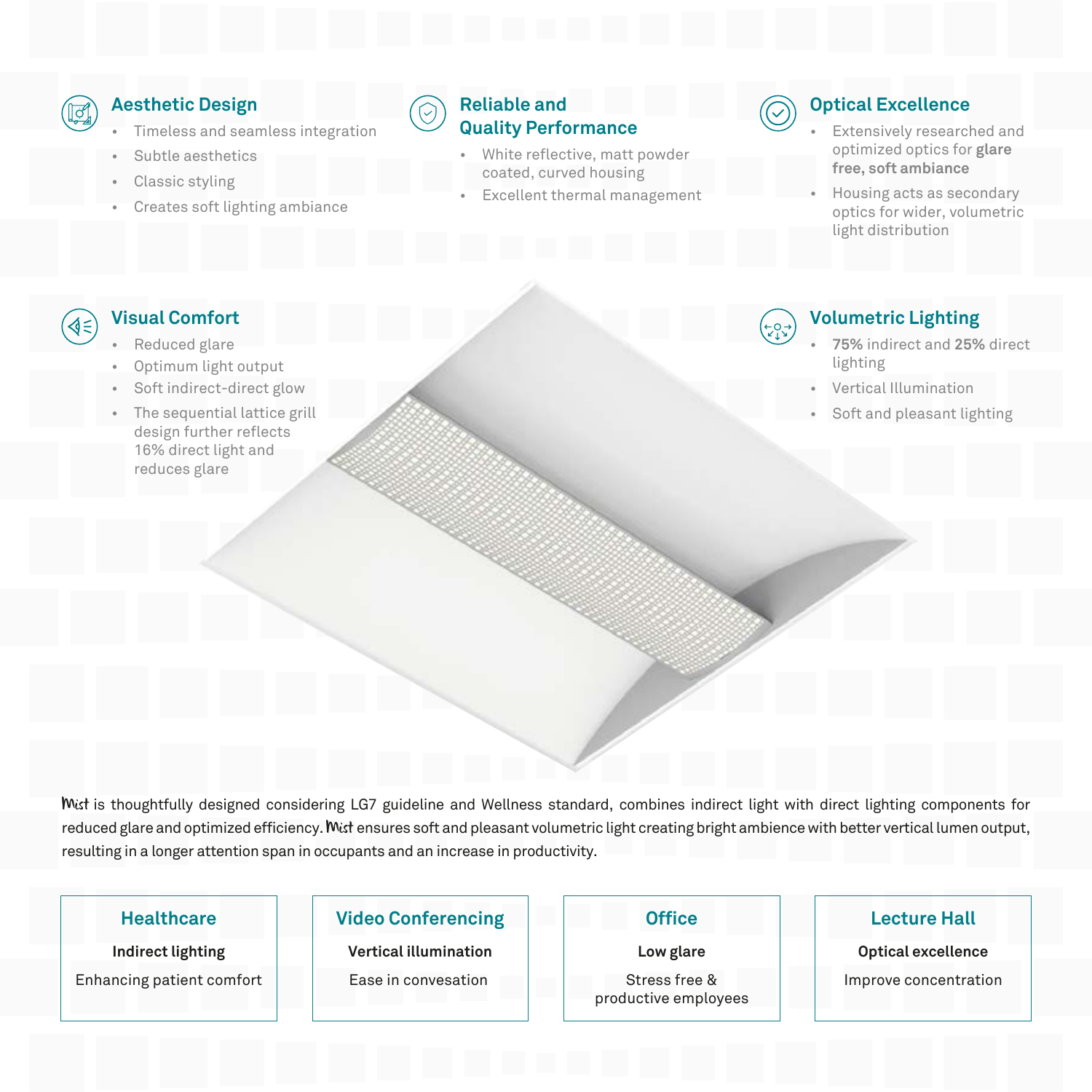## Aesthetic Design

- Timeless and seamless integration
- Subtle aesthetics
- Classic styling
- Creates soft lighting ambiance

## Reliable and Quality Performance

- White reflective, matt powder coated, curved housing
- Excellent thermal management

## Optical Excellence

- Extensively researched and optimized optics for **glare free, soft ambiance**
- Housing acts as secondary optics for wider, volumetric light distribution

## Visual Comfort

- Reduced glare
- Optimum light output
- Soft indirect-direct glow
- The sequential lattice grill design further reflects 16% direct light and reduces glare

## Volumetric Lighting

- **75%** indirect and **25%** direct lighting
- Vertical Illumination
- Soft and pleasant lighting

Mist is thoughtfully designed considering LG7 guideline and Wellness standard, combines indirect light with direct lighting components for reduced glare and optimized efficiency. Mist ensures soft and pleasant volumetric light creating bright ambience with better vertical lumen output, resulting in a longer attention span in occupants and an increase in productivity.

### Healthcare

**Indirect lighting**

Enhancing patient comfort

### Video Conferencing

**Vertical illumination**

Ease in convesation

### Office

**Low glare**

Stress free & productive employees

### Lecture Hall

**Optical excellence**

Improve concentration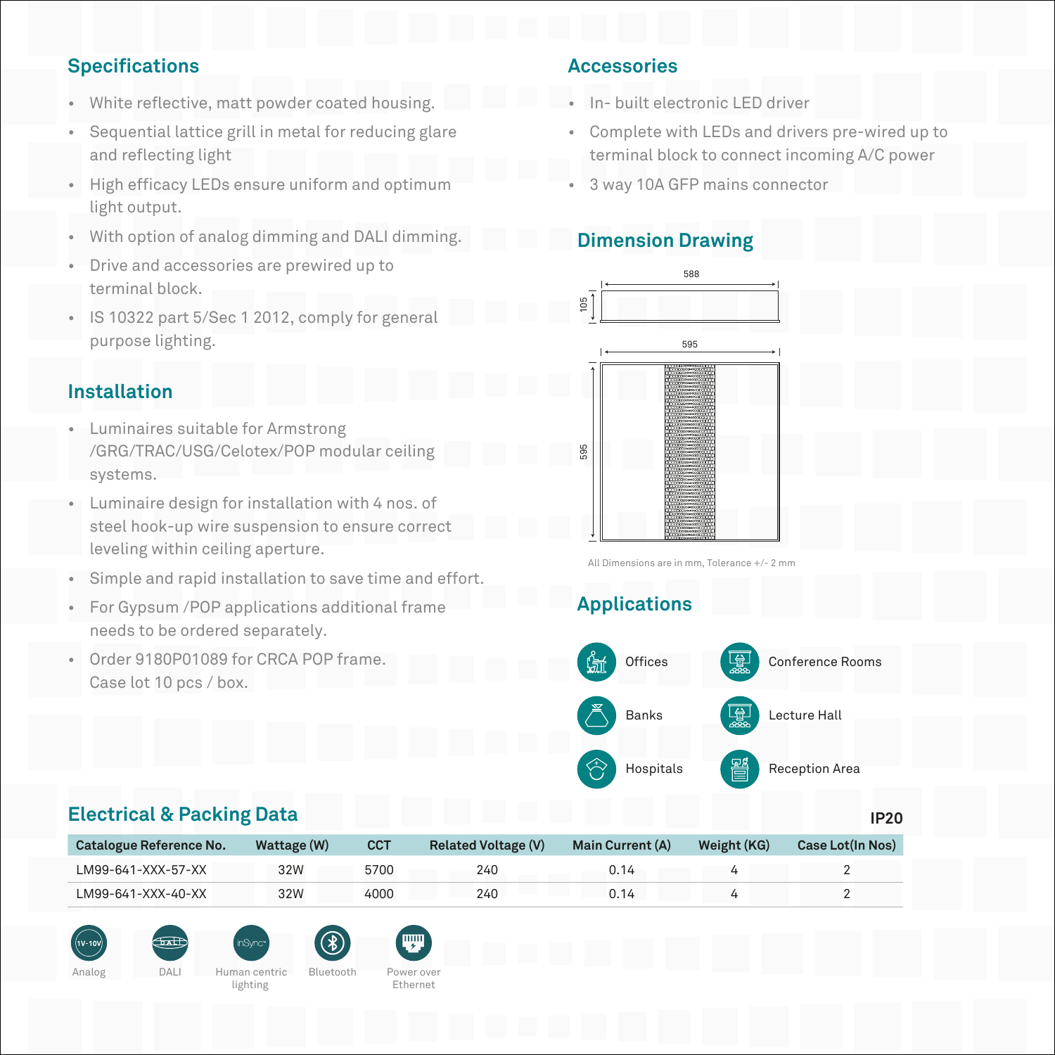## Specifications

- White reflective, matt powder coated housing.
- Sequential lattice grill in metal for reducing glare and reflecting light
- High efficacy LEDs ensure uniform and optimum light output.
- With option of analog dimming and DALI dimming.
- Drive and accessories are prewired up to terminal block.
- IS 10322 part 5/Sec 1 2012, comply for general purpose lighting.

## Installation

- Luminaires suitable for Armstrong /GRG/TRAC/USG/Celotex/POP modular ceiling systems.
- Luminaire design for installation with 4 nos. of steel hook-up wire suspension to ensure correct leveling within ceiling aperture.
- Simple and rapid installation to save time and effort.
- For Gypsum /POP applications additional frame needs to be ordered separately.
- Order 9180P01089 for CRCA POP frame. Case lot 10 pcs / box.

## Accessories

- In- built electronic LED driver
- Complete with LEDs and drivers pre-wired up to terminal block to connect incoming A/C power
- 3 way 10A GFP mains connector

## Dimension Drawing

588

105

595

595

All Dimensions are in mm, Tolerance +/- 2 mm

## Applications

- Offices
- Conference Rooms
- Banks
- Lecture Hall
- Hospitals
- Reception Area

## Electrical & Packing Data

**IP20**

| Catalogue Reference No. | Wattage (W) | CCT | Related Voltage (V) | Main Current (A) | Weight (KG) | Case Lot(In Nos) |
|---|---|---|---|---|---|---|
| LM99-641-XXX-57-XX | 32W | 5700 | 240 | 0.14 | 4 | 2 |
| LM99-641-XXX-40-XX | 32W | 4000 | 240 | 0.14 | 4 | 2 |

1V-10V Analog | DALI | inSync Human centric lighting | Bluetooth | Power over Ethernet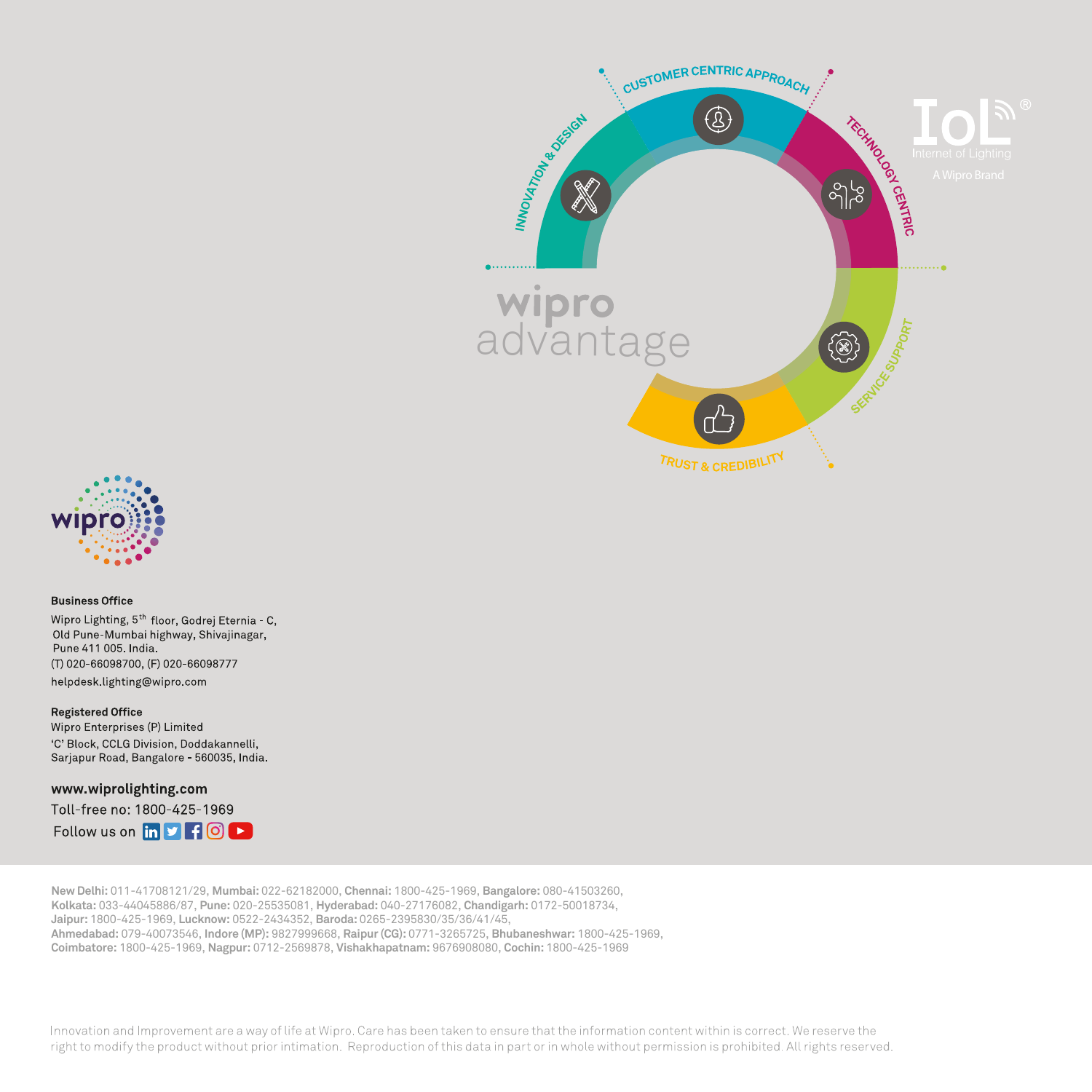wipro advantage

CUSTOMER CENTRIC APPROACH

TECHNOLOGY CENTRIC

SERVICE SUPPORT

TRUST & CREDIBILITY

INNOVATION & DESIGN

IoL®
Internet of Lighting
A Wipro Brand

wipro

**Business Office**

Wipro Lighting, 5th floor, Godrej Eternia - C,
Old Pune-Mumbai highway, Shivajinagar,
Pune 411 005. India.
(T) 020-66098700, (F) 020-66098777
helpdesk.lighting@wipro.com

**Registered Office**

Wipro Enterprises (P) Limited
'C' Block, CCLG Division, Doddakannelli,
Sarjapur Road, Bangalore - 560035, India.

**www.wiprolighting.com**

Toll-free no: 1800-425-1969

Follow us on

**New Delhi:** 011-41708121/29, **Mumbai:** 022-62182000, **Chennai:** 1800-425-1969, **Bangalore:** 080-41503260,
**Kolkata:** 033-44045886/87, **Pune:** 020-25535081, **Hyderabad:** 040-27176082, **Chandigarh:** 0172-50018734,
**Jaipur:** 1800-425-1969, **Lucknow:** 0522-2434352, **Baroda:** 0265-2395830/35/36/41/45,
**Ahmedabad:** 079-40073546, **Indore (MP):** 9827999668, **Raipur (CG):** 0771-3265725, **Bhubaneshwar:** 1800-425-1969,
**Coimbatore:** 1800-425-1969, **Nagpur:** 0712-2569878, **Vishakhapatnam:** 9676908080, **Cochin:** 1800-425-1969

Innovation and Improvement are a way of life at Wipro. Care has been taken to ensure that the information content within is correct. We reserve the right to modify the product without prior intimation. Reproduction of this data in part or in whole without permission is prohibited. All rights reserved.